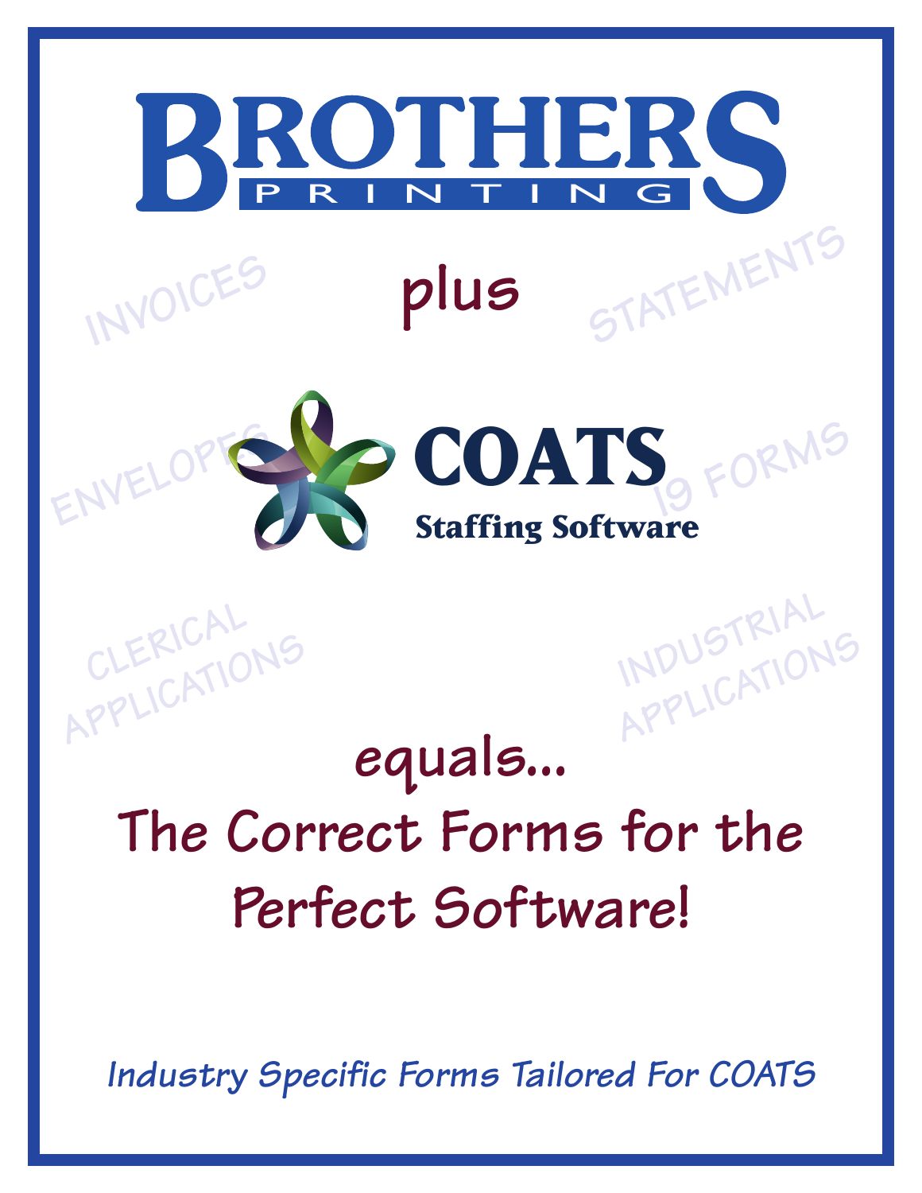# BROTHERS PRINTING

plus

**COATS**
**Staffing Software**

INVOICES

STATEMENTS

ENVELOPES

I9 FORMS

CLERICAL APPLICATIONS

INDUSTRIAL APPLICATIONS

## equals...
## The Correct Forms for the Perfect Software!

***Industry Specific Forms Tailored For COATS***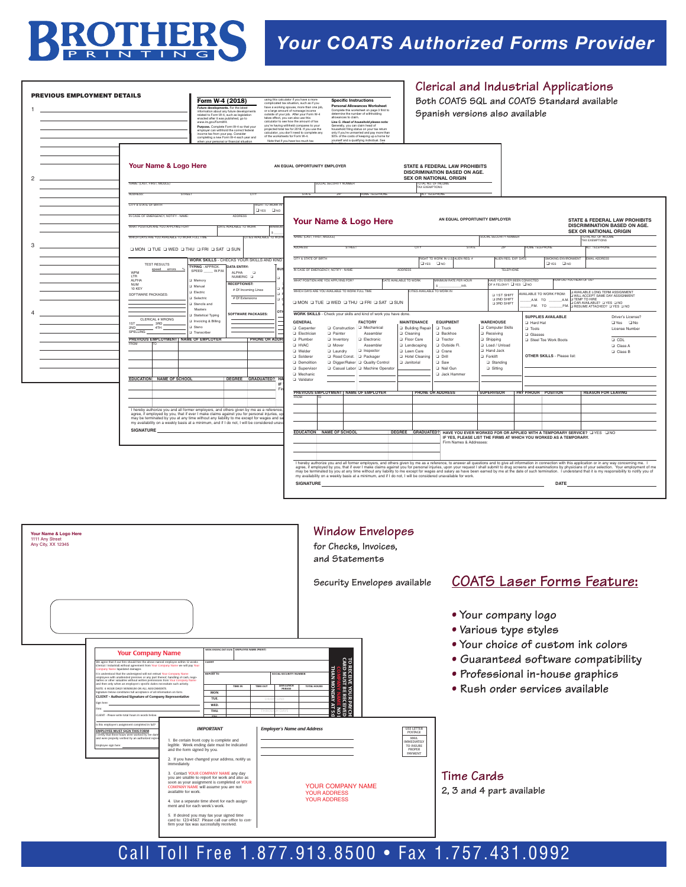# BROTHERS PRINTING

## Your COATS Authorized Forms Provider

## Clerical and Industrial Applications

Both COATS SQL and COATS Standard available

Spanish versions also available

## Window Envelopes

for Checks, Invoices, and Statements

Security Envelopes available

## COATS Laser Forms Feature:

- Your company logo
- Various type styles
- Your choice of custom ink colors
- Guaranteed software compatibility
- Professional in-house graphics
- Rush order services available

## Time Cards

2, 3 and 4 part available

Call Toll Free 1.877.913.8500 • Fax 1.757.431.0992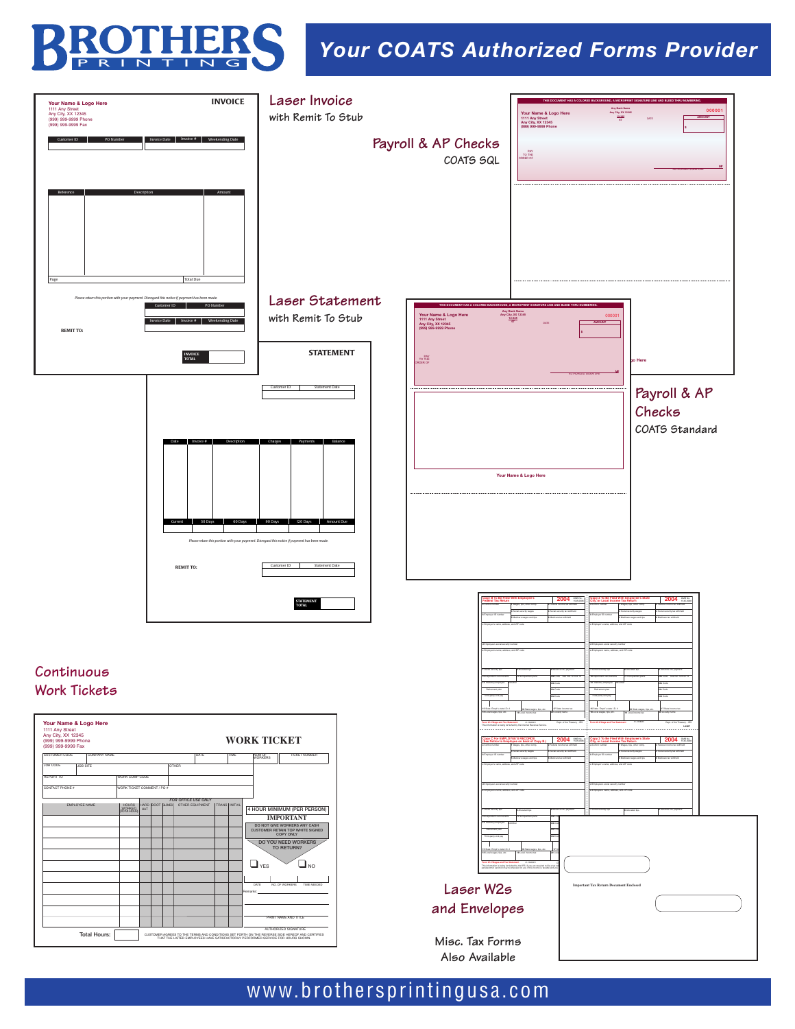# BROTHERS PRINTING

## Your COATS Authorized Forms Provider

### Laser Invoice
with Remit To Stub

**Your Name & Logo Here**
1111 Any Street
Any City, XX 12345
(999) 999-9999 Phone
(999) 999-9999 Fax

**INVOICE**

| Customer ID | PO Number | Invoice Date | Invoice # | Weekending Date |
|---|---|---|---|---|

| Reference | Description | Amount |
|---|---|---|

Page | Total Due

*Please return this portion with your payment. Disregard this notice if payment has been made.*

| Customer ID | PO Number |
|---|---|

| Invoice Date | Invoice # | Weekending Date |
|---|---|---|

REMIT TO:

INVOICE TOTAL

### Payroll & AP Checks
COATS SQL

THIS DOCUMENT HAS A COLORED BACKGROUND, A MICROPRINT SIGNATURE LINE AND BLEED THRU NUMBERING.

**Your Name & Logo Here**
1111 Any Street
Any City, XX 12345
(999) 999-9999 Phone

Any Bank Name
Any City, XX 12345

000001

DATE

AMOUNT

PAY TO THE ORDER OF

### Laser Statement
with Remit To Stub

**STATEMENT**

| Customer ID | Statement Date |
|---|---|

| Date | Invoice # | Description | Charges | Payments | Balance |
|---|---|---|---|---|---|

| Current | 30 Days | 60 Days | 90 Days | 120 Days | Amount Due |
|---|---|---|---|---|---|

*Please return this portion with your payment. Disregard this notice if payment has been made.*

REMIT TO:

| Customer ID | Statement Date |
|---|---|

STATEMENT TOTAL

### Payroll & AP Checks
COATS Standard

THIS DOCUMENT HAS A COLORED BACKGROUND, A MICROPRINT SIGNATURE LINE AND BLEED THRU NUMBERING.

**Your Name & Logo Here**
1111 Any Street
Any City, XX 12345
(999) 999-9999 Phone

Any Bank Name
Any City, XX 12345

000001

DATE

AMOUNT

PAY TO THE ORDER OF

**Your Name & Logo Here**

### Continuous Work Tickets

**Your Name & Logo Here**
1111 Any Street
Any City, XX 12345
(999) 999-9999 Phone
(999) 999-9999 Fax

**WORK TICKET**

| CUSTOMER CODE | COMPANY NAME | DATE | TIME | NUMBER OF WORKERS | TICKET NUMBER |
|---|---|---|---|---|---|

JOB CODE | JOB SITE | OTHER

REPORT TO | WORK COMP CODE

CONTACT PHONE # | WORK TICKET COMMENT / PO #

FOR OFFICE USE ONLY

| EMPLOYEE NAME | HOURS WORKED (TO 1/4 HOUR) | HARD HAT | BOOTS | GLOVES | OTHER EQUIPMENT | TRANS | INITIAL |
|---|---|---|---|---|---|---|---|

4 HOUR MINIMUM (PER PERSON)

**IMPORTANT**

DO NOT GIVE WORKERS ANY CASH
CUSTOMER RETAIN TOP WHITE SIGNED COPY ONLY

DO YOU NEED WORKERS TO RETURN?

YES NO

DATE | NO. OF WORKERS | TIME NEEDED

Remarks:

PRINT NAME AND TITLE

AUTHORIZED SIGNATURE

Total Hours:

CUSTOMER AGREES TO THE TERMS AND CONDITIONS SET FORTH ON THE REVERSE SIDE HEREOF AND CERTIFIES THAT THE LISTED EMPLOYEES HAVE SATISFACTORILY PERFORMED SERVICE FOR HOURS SHOWN.

### Laser W2s and Envelopes

Misc. Tax Forms Also Available

Important Tax Return Document Enclosed

www.brothersprintingusa.com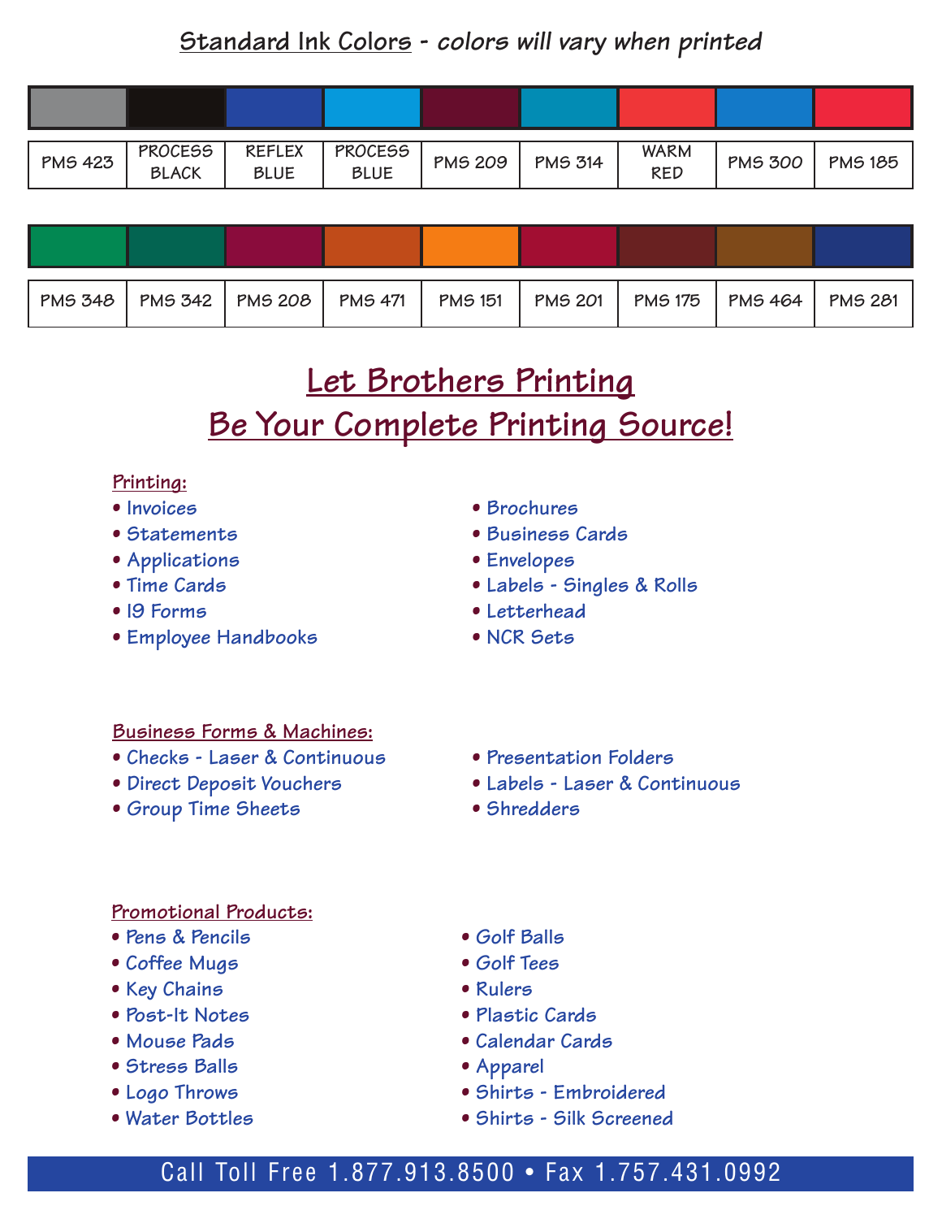## Standard Ink Colors - *colors will vary when printed*

| | | | | | | | | |
|---|---|---|---|---|---|---|---|---|
| PMS 423 | PROCESS BLACK | REFLEX BLUE | PROCESS BLUE | PMS 209 | PMS 314 | WARM RED | PMS 300 | PMS 185 |

| | | | | | | | | |
|---|---|---|---|---|---|---|---|---|
| PMS 348 | PMS 342 | PMS 208 | PMS 471 | PMS 151 | PMS 201 | PMS 175 | PMS 464 | PMS 281 |

# Let Brothers Printing Be Your Complete Printing Source!

**Printing:**

- Invoices
- Statements
- Applications
- Time Cards
- I9 Forms
- Employee Handbooks
- Brochures
- Business Cards
- Envelopes
- Labels - Singles & Rolls
- Letterhead
- NCR Sets

**Business Forms & Machines:**

- Checks - Laser & Continuous
- Direct Deposit Vouchers
- Group Time Sheets
- Presentation Folders
- Labels - Laser & Continuous
- Shredders

**Promotional Products:**

- Pens & Pencils
- Coffee Mugs
- Key Chains
- Post-It Notes
- Mouse Pads
- Stress Balls
- Logo Throws
- Water Bottles
- Golf Balls
- Golf Tees
- Rulers
- Plastic Cards
- Calendar Cards
- Apparel
- Shirts - Embroidered
- Shirts - Silk Screened

Call Toll Free 1.877.913.8500 • Fax 1.757.431.0992